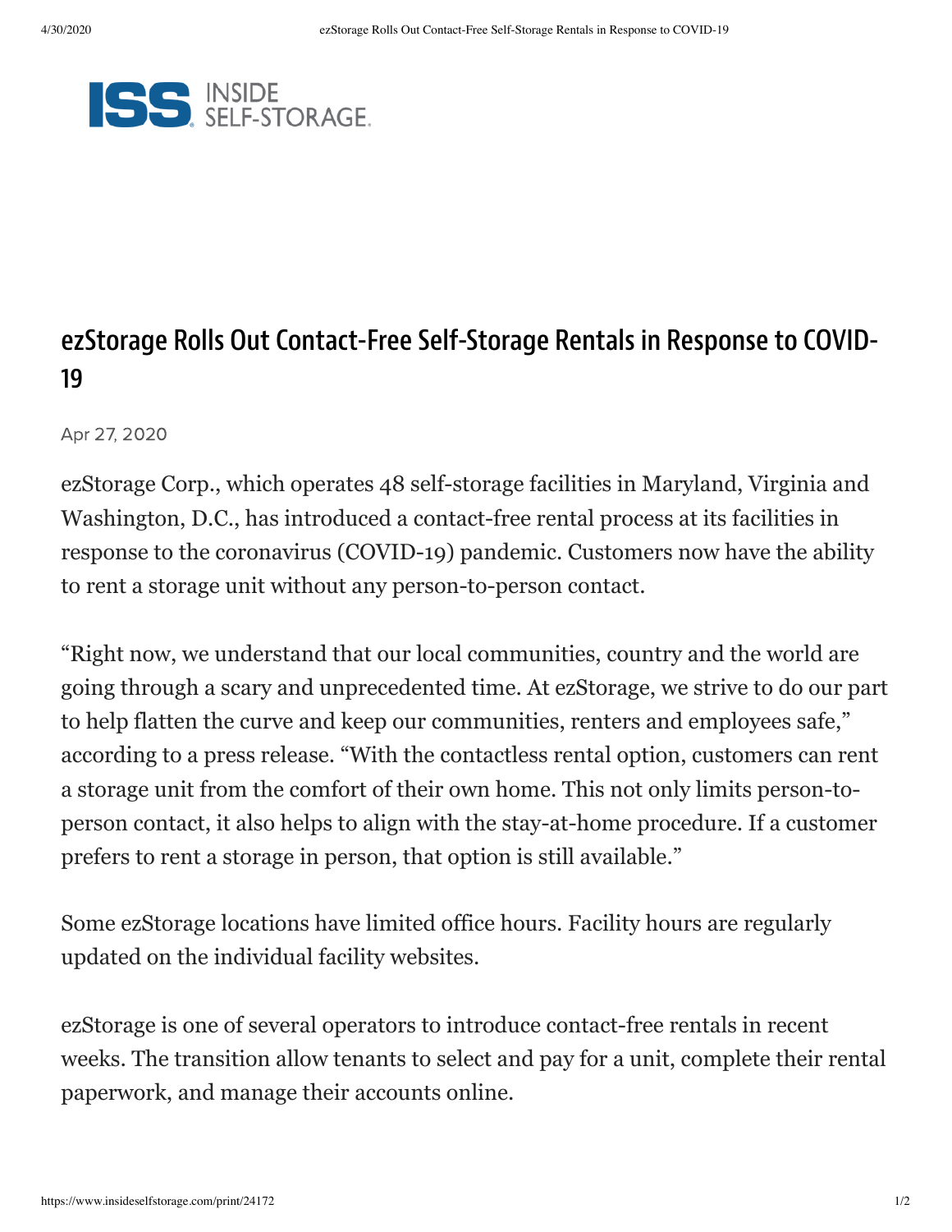# ezStorage Rolls Out Contact-Free Self-Storage Rentals in Response to COVID-19

Apr 27, 2020

ezStorage Corp., which operates 48 self-storage facilities in Maryland, Virginia and Washington, D.C., has introduced a contact-free rental process at its facilities in response to the coronavirus (COVID-19) pandemic. Customers now have the ability to rent a storage unit without any person-to-person contact.

"Right now, we understand that our local communities, country and the world are going through a scary and unprecedented time. At ezStorage, we strive to do our part to help flatten the curve and keep our communities, renters and employees safe," according to a press release. "With the contactless rental option, customers can rent a storage unit from the comfort of their own home. This not only limits person-to-person contact, it also helps to align with the stay-at-home procedure. If a customer prefers to rent a storage in person, that option is still available."

Some ezStorage locations have limited office hours. Facility hours are regularly updated on the individual facility websites.

ezStorage is one of several operators to introduce contact-free rentals in recent weeks. The transition allow tenants to select and pay for a unit, complete their rental paperwork, and manage their accounts online.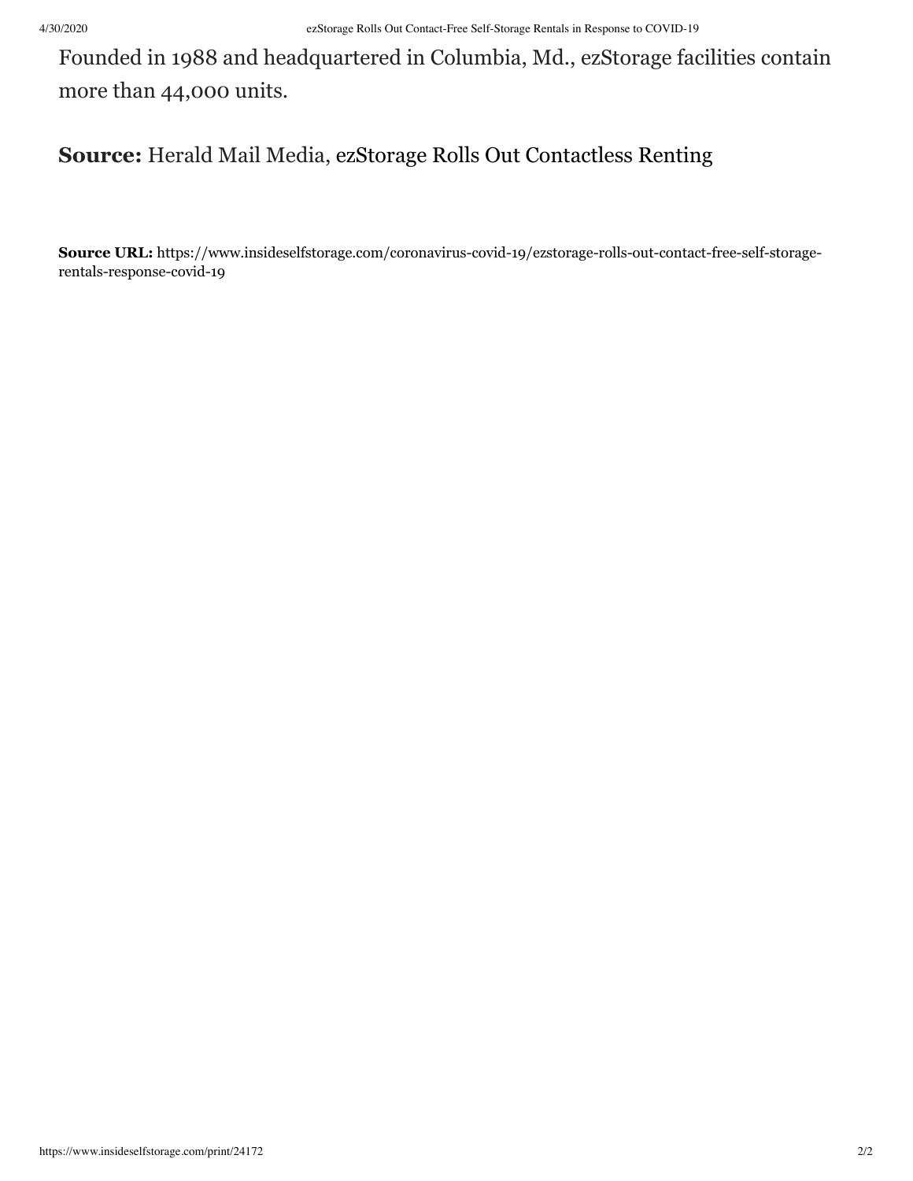Founded in 1988 and headquartered in Columbia, Md., ezStorage facilities contain more than 44,000 units.

**Source:** Herald Mail Media, ezStorage Rolls Out Contactless Renting

**Source URL:** https://www.insideselfstorage.com/coronavirus-covid-19/ezstorage-rolls-out-contact-free-self-storage-rentals-response-covid-19